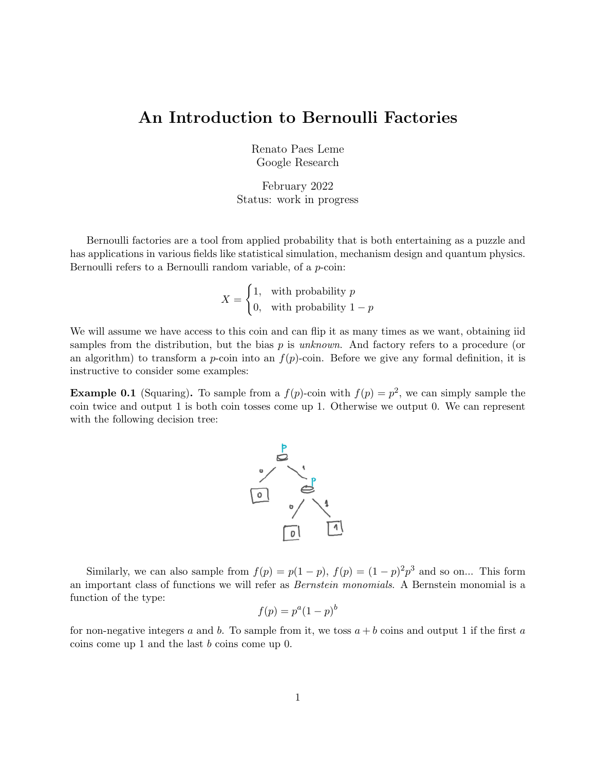# An Introduction to Bernoulli Factories

Renato Paes Leme
Google Research

February 2022
Status: work in progress

Bernoulli factories are a tool from applied probability that is both entertaining as a puzzle and has applications in various fields like statistical simulation, mechanism design and quantum physics. Bernoulli refers to a Bernoulli random variable, of a $p$-coin:

$$X = \begin{cases} 1, & \text{with probability } p \\ 0, & \text{with probability } 1-p \end{cases}$$

We will assume we have access to this coin and can flip it as many times as we want, obtaining iid samples from the distribution, but the bias $p$ is *unknown*. And factory refers to a procedure (or an algorithm) to transform a $p$-coin into an $f(p)$-coin. Before we give any formal definition, it is instructive to consider some examples:

**Example 0.1** (Squaring)**.** To sample from a $f(p)$-coin with $f(p) = p^2$, we can simply sample the coin twice and output 1 is both coin tosses come up 1. Otherwise we output 0. We can represent with the following decision tree:

Similarly, we can also sample from $f(p) = p(1-p)$, $f(p) = (1-p)^2 p^3$ and so on... This form an important class of functions we will refer as *Bernstein monomials*. A Bernstein monomial is a function of the type:

$$f(p) = p^a (1-p)^b$$

for non-negative integers $a$ and $b$. To sample from it, we toss $a + b$ coins and output 1 if the first $a$ coins come up 1 and the last $b$ coins come up 0.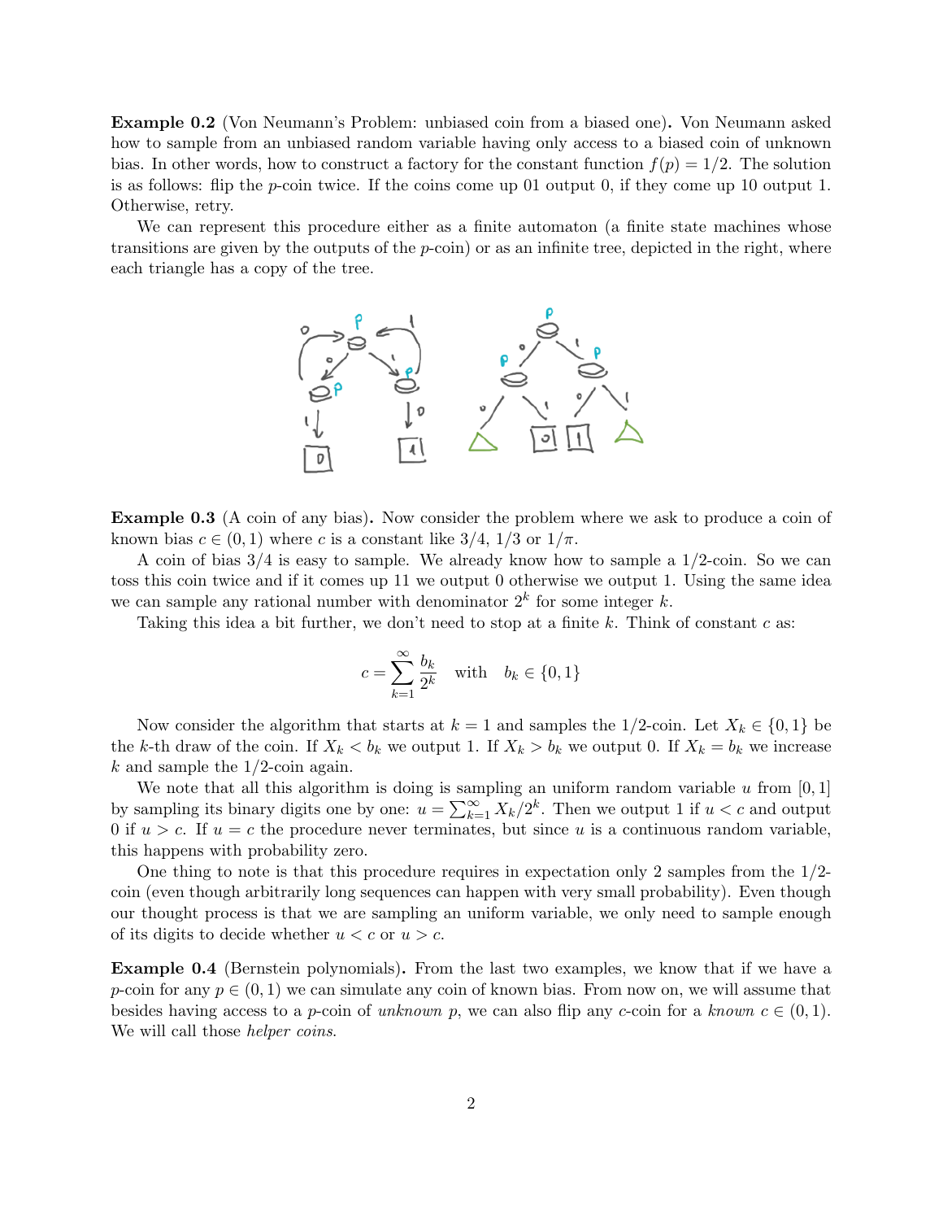**Example 0.2** (Von Neumann's Problem: unbiased coin from a biased one)**.** Von Neumann asked how to sample from an unbiased random variable having only access to a biased coin of unknown bias. In other words, how to construct a factory for the constant function $f(p) = 1/2$. The solution is as follows: flip the $p$-coin twice. If the coins come up 01 output 0, if they come up 10 output 1. Otherwise, retry.

We can represent this procedure either as a finite automaton (a finite state machines whose transitions are given by the outputs of the $p$-coin) or as an infinite tree, depicted in the right, where each triangle has a copy of the tree.

**Example 0.3** (A coin of any bias)**.** Now consider the problem where we ask to produce a coin of known bias $c \in (0, 1)$ where $c$ is a constant like $3/4$, $1/3$ or $1/\pi$.

A coin of bias $3/4$ is easy to sample. We already know how to sample a $1/2$-coin. So we can toss this coin twice and if it comes up 11 we output 0 otherwise we output 1. Using the same idea we can sample any rational number with denominator $2^k$ for some integer $k$.

Taking this idea a bit further, we don't need to stop at a finite $k$. Think of constant $c$ as:

$$c = \sum_{k=1}^{\infty} \frac{b_k}{2^k} \quad \text{with} \quad b_k \in \{0, 1\}$$

Now consider the algorithm that starts at $k = 1$ and samples the $1/2$-coin. Let $X_k \in \{0, 1\}$ be the $k$-th draw of the coin. If $X_k < b_k$ we output 1. If $X_k > b_k$ we output 0. If $X_k = b_k$ we increase $k$ and sample the $1/2$-coin again.

We note that all this algorithm is doing is sampling an uniform random variable $u$ from $[0, 1]$ by sampling its binary digits one by one: $u = \sum_{k=1}^{\infty} X_k/2^k$. Then we output 1 if $u < c$ and output 0 if $u > c$. If $u = c$ the procedure never terminates, but since $u$ is a continuous random variable, this happens with probability zero.

One thing to note is that this procedure requires in expectation only 2 samples from the $1/2$-coin (even though arbitrarily long sequences can happen with very small probability). Even though our thought process is that we are sampling an uniform variable, we only need to sample enough of its digits to decide whether $u < c$ or $u > c$.

**Example 0.4** (Bernstein polynomials)**.** From the last two examples, we know that if we have a $p$-coin for any $p \in (0, 1)$ we can simulate any coin of known bias. From now on, we will assume that besides having access to a $p$-coin of *unknown* $p$, we can also flip any $c$-coin for a *known* $c \in (0, 1)$. We will call those *helper coins*.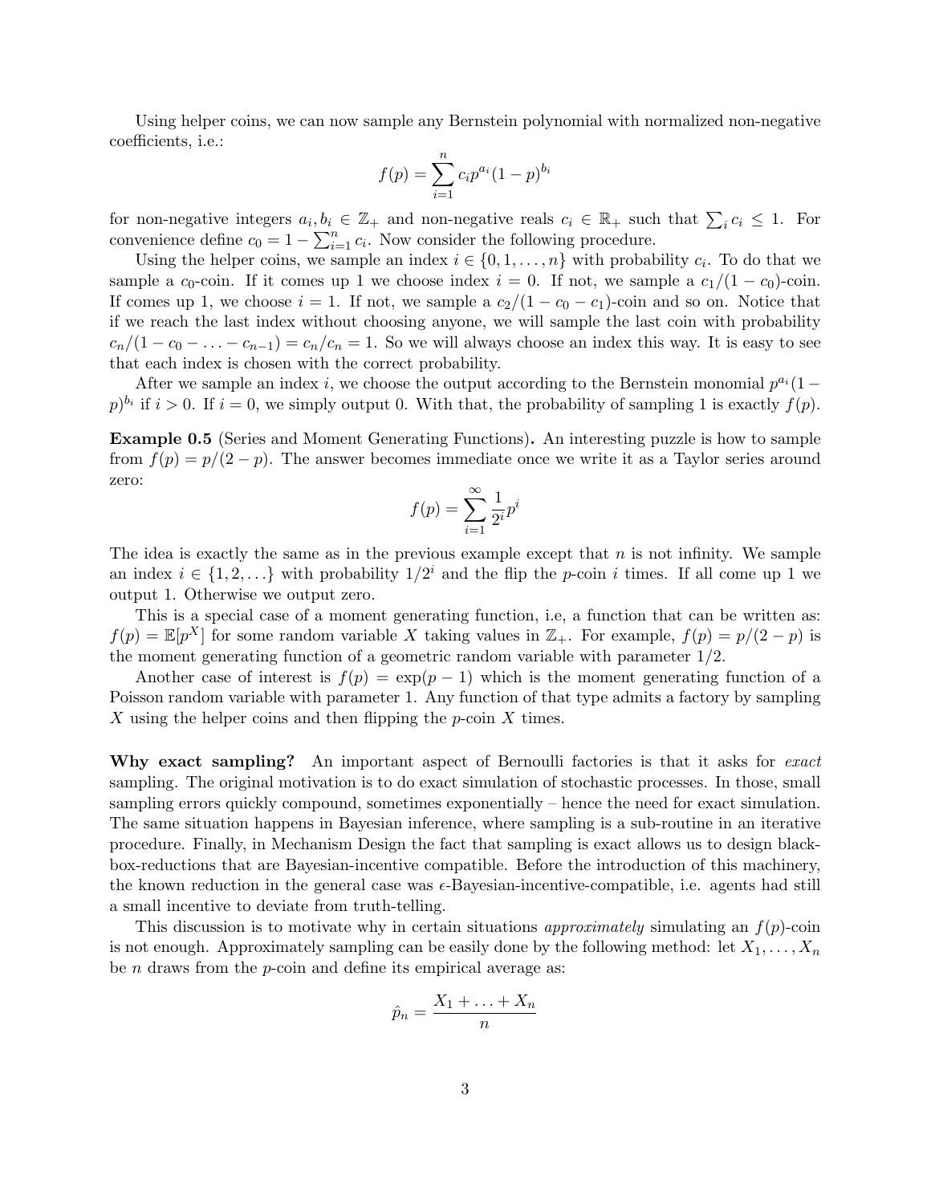Using helper coins, we can now sample any Bernstein polynomial with normalized non-negative coefficients, i.e.:

$$f(p) = \sum_{i=1}^{n} c_i p^{a_i}(1-p)^{b_i}$$

for non-negative integers $a_i, b_i \in \mathbb{Z}_+$ and non-negative reals $c_i \in \mathbb{R}_+$ such that $\sum_i c_i \leq 1$. For convenience define $c_0 = 1 - \sum_{i=1}^{n} c_i$. Now consider the following procedure.

Using the helper coins, we sample an index $i \in \{0, 1, \ldots, n\}$ with probability $c_i$. To do that we sample a $c_0$-coin. If it comes up 1 we choose index $i = 0$. If not, we sample a $c_1/(1-c_0)$-coin. If comes up 1, we choose $i = 1$. If not, we sample a $c_2/(1-c_0-c_1)$-coin and so on. Notice that if we reach the last index without choosing anyone, we will sample the last coin with probability $c_n/(1-c_0-\ldots-c_{n-1}) = c_n/c_n = 1$. So we will always choose an index this way. It is easy to see that each index is chosen with the correct probability.

After we sample an index $i$, we choose the output according to the Bernstein monomial $p^{a_i}(1-p)^{b_i}$ if $i > 0$. If $i = 0$, we simply output 0. With that, the probability of sampling 1 is exactly $f(p)$.

**Example 0.5** (Series and Moment Generating Functions)**.** An interesting puzzle is how to sample from $f(p) = p/(2-p)$. The answer becomes immediate once we write it as a Taylor series around zero:

$$f(p) = \sum_{i=1}^{\infty} \frac{1}{2^i} p^i$$

The idea is exactly the same as in the previous example except that $n$ is not infinity. We sample an index $i \in \{1, 2, \ldots\}$ with probability $1/2^i$ and the flip the $p$-coin $i$ times. If all come up 1 we output 1. Otherwise we output zero.

This is a special case of a moment generating function, i.e, a function that can be written as: $f(p) = \mathbb{E}[p^X]$ for some random variable $X$ taking values in $\mathbb{Z}_+$. For example, $f(p) = p/(2-p)$ is the moment generating function of a geometric random variable with parameter $1/2$.

Another case of interest is $f(p) = \exp(p-1)$ which is the moment generating function of a Poisson random variable with parameter 1. Any function of that type admits a factory by sampling $X$ using the helper coins and then flipping the $p$-coin $X$ times.

**Why exact sampling?** An important aspect of Bernoulli factories is that it asks for *exact* sampling. The original motivation is to do exact simulation of stochastic processes. In those, small sampling errors quickly compound, sometimes exponentially – hence the need for exact simulation. The same situation happens in Bayesian inference, where sampling is a sub-routine in an iterative procedure. Finally, in Mechanism Design the fact that sampling is exact allows us to design black-box-reductions that are Bayesian-incentive compatible. Before the introduction of this machinery, the known reduction in the general case was $\epsilon$-Bayesian-incentive-compatible, i.e. agents had still a small incentive to deviate from truth-telling.

This discussion is to motivate why in certain situations *approximately* simulating an $f(p)$-coin is not enough. Approximately sampling can be easily done by the following method: let $X_1, \ldots, X_n$ be $n$ draws from the $p$-coin and define its empirical average as:

$$\hat{p}_n = \frac{X_1 + \ldots + X_n}{n}$$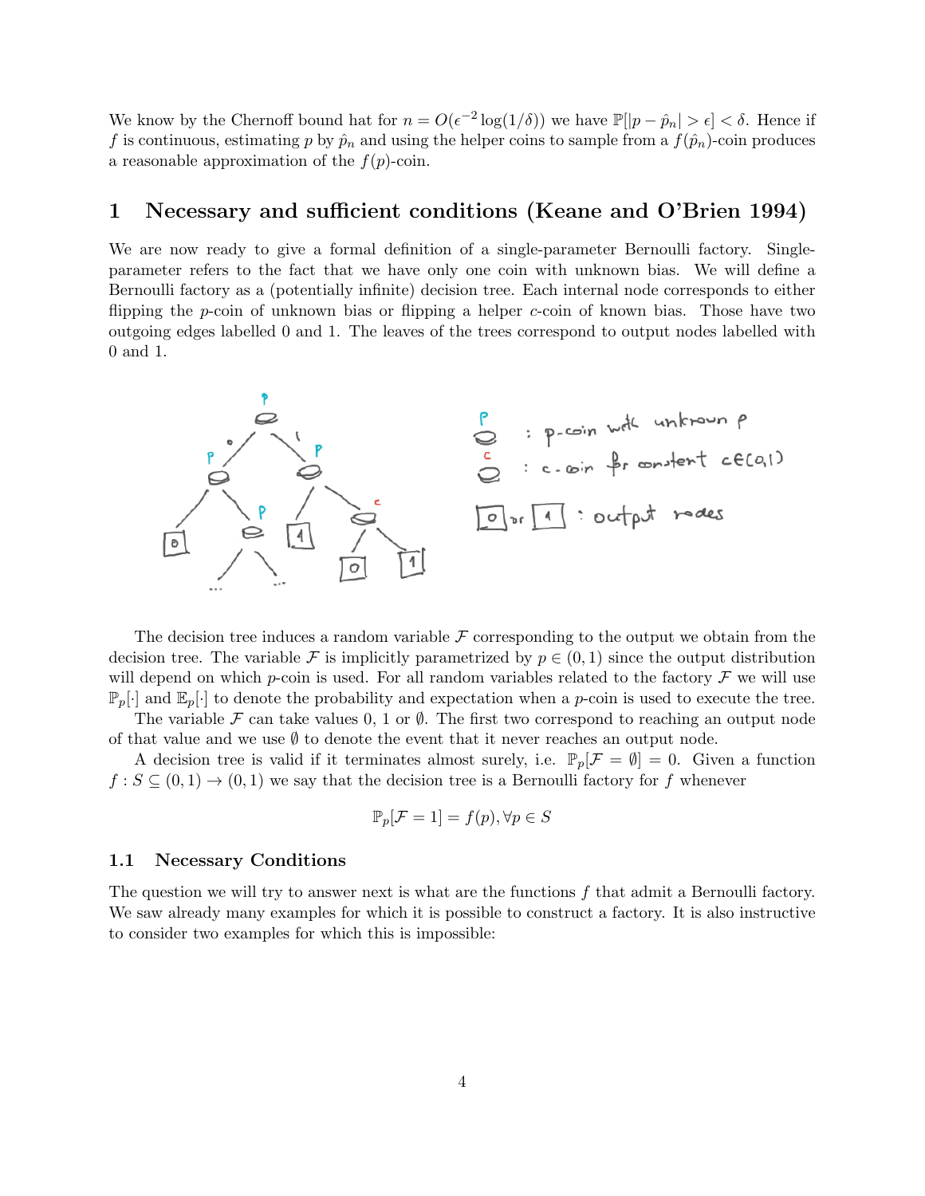We know by the Chernoff bound hat for $n = O(\epsilon^{-2} \log(1/\delta))$ we have $\mathbb{P}[|p - \hat{p}_n| > \epsilon] < \delta$. Hence if $f$ is continuous, estimating $p$ by $\hat{p}_n$ and using the helper coins to sample from a $f(\hat{p}_n)$-coin produces a reasonable approximation of the $f(p)$-coin.

# 1 Necessary and sufficient conditions (Keane and O'Brien 1994)

We are now ready to give a formal definition of a single-parameter Bernoulli factory. Single-parameter refers to the fact that we have only one coin with unknown bias. We will define a Bernoulli factory as a (potentially infinite) decision tree. Each internal node corresponds to either flipping the $p$-coin of unknown bias or flipping a helper $c$-coin of known bias. Those have two outgoing edges labelled 0 and 1. The leaves of the trees correspond to output nodes labelled with 0 and 1.

The decision tree induces a random variable $\mathcal{F}$ corresponding to the output we obtain from the decision tree. The variable $\mathcal{F}$ is implicitly parametrized by $p \in (0,1)$ since the output distribution will depend on which $p$-coin is used. For all random variables related to the factory $\mathcal{F}$ we will use $\mathbb{P}_p[\cdot]$ and $\mathbb{E}_p[\cdot]$ to denote the probability and expectation when a $p$-coin is used to execute the tree.

The variable $\mathcal{F}$ can take values 0, 1 or $\emptyset$. The first two correspond to reaching an output node of that value and we use $\emptyset$ to denote the event that it never reaches an output node.

A decision tree is valid if it terminates almost surely, i.e. $\mathbb{P}_p[\mathcal{F} = \emptyset] = 0$. Given a function $f : S \subseteq (0,1) \to (0,1)$ we say that the decision tree is a Bernoulli factory for $f$ whenever

$$\mathbb{P}_p[\mathcal{F} = 1] = f(p), \forall p \in S$$

## 1.1 Necessary Conditions

The question we will try to answer next is what are the functions $f$ that admit a Bernoulli factory. We saw already many examples for which it is possible to construct a factory. It is also instructive to consider two examples for which this is impossible: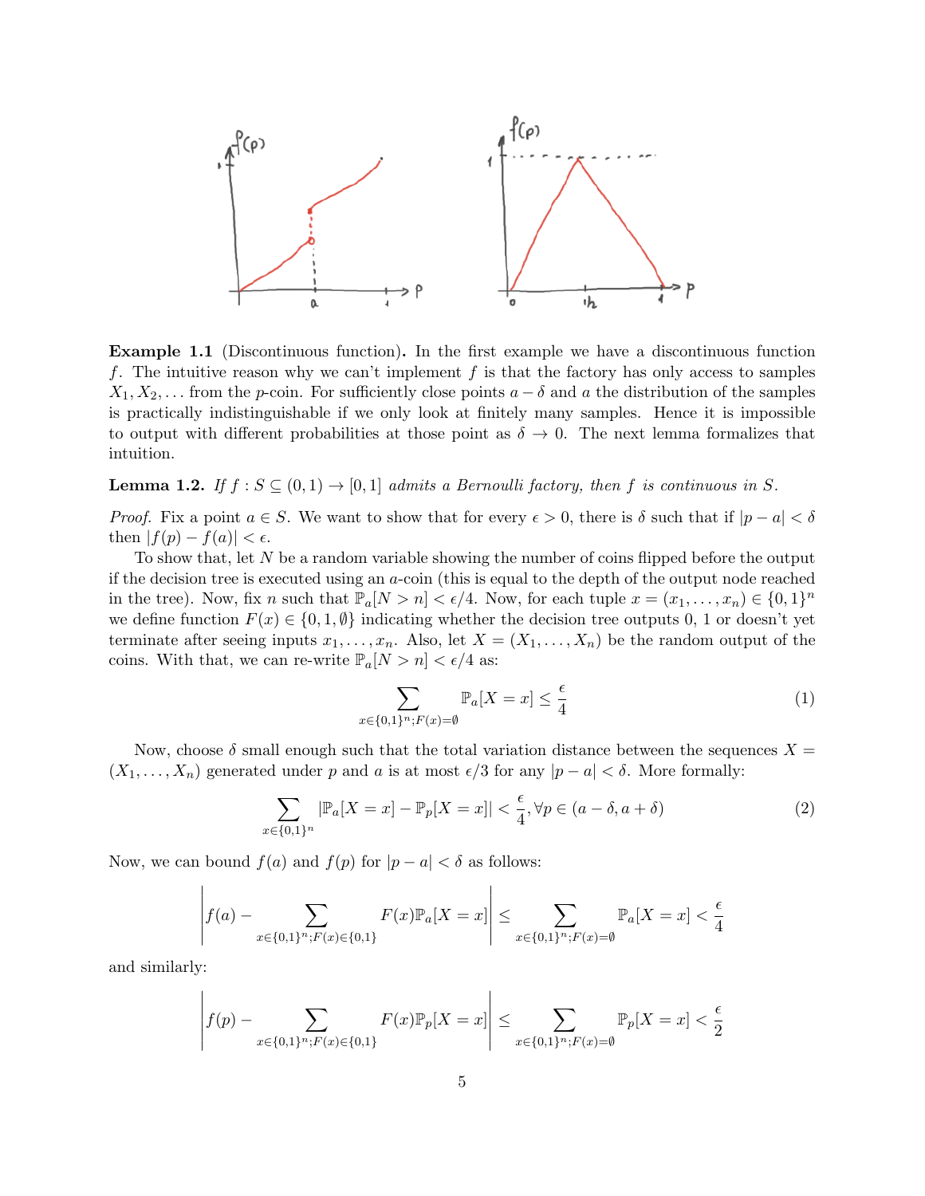**Example 1.1** (Discontinuous function)**.** In the first example we have a discontinuous function $f$. The intuitive reason why we can't implement $f$ is that the factory has only access to samples $X_1, X_2, \dots$ from the $p$-coin. For sufficiently close points $a - \delta$ and $a$ the distribution of the samples is practically indistinguishable if we only look at finitely many samples. Hence it is impossible to output with different probabilities at those point as $\delta \to 0$. The next lemma formalizes that intuition.

**Lemma 1.2.** *If $f : S \subseteq (0, 1) \to [0, 1]$ admits a Bernoulli factory, then $f$ is continuous in $S$.*

*Proof.* Fix a point $a \in S$. We want to show that for every $\epsilon > 0$, there is $\delta$ such that if $|p - a| < \delta$ then $|f(p) - f(a)| < \epsilon$.

To show that, let $N$ be a random variable showing the number of coins flipped before the output if the decision tree is executed using an $a$-coin (this is equal to the depth of the output node reached in the tree). Now, fix $n$ such that $\mathbb{P}_a[N > n] < \epsilon/4$. Now, for each tuple $x = (x_1, \dots, x_n) \in \{0, 1\}^n$ we define function $F(x) \in \{0, 1, \emptyset\}$ indicating whether the decision tree outputs 0, 1 or doesn't yet terminate after seeing inputs $x_1, \dots, x_n$. Also, let $X = (X_1, \dots, X_n)$ be the random output of the coins. With that, we can re-write $\mathbb{P}_a[N > n] < \epsilon/4$ as:

$$\sum_{x \in \{0,1\}^n; F(x) = \emptyset} \mathbb{P}_a[X = x] \leq \frac{\epsilon}{4} \tag{1}$$

Now, choose $\delta$ small enough such that the total variation distance between the sequences $X = (X_1, \dots, X_n)$ generated under $p$ and $a$ is at most $\epsilon/3$ for any $|p - a| < \delta$. More formally:

$$\sum_{x \in \{0,1\}^n} |\mathbb{P}_a[X = x] - \mathbb{P}_p[X = x]| < \frac{\epsilon}{4}, \forall p \in (a - \delta, a + \delta) \tag{2}$$

Now, we can bound $f(a)$ and $f(p)$ for $|p - a| < \delta$ as follows:

$$\left| f(a) - \sum_{x \in \{0,1\}^n; F(x) \in \{0,1\}} F(x) \mathbb{P}_a[X = x] \right| \leq \sum_{x \in \{0,1\}^n; F(x) = \emptyset} \mathbb{P}_a[X = x] < \frac{\epsilon}{4}$$

and similarly:

$$\left| f(p) - \sum_{x \in \{0,1\}^n; F(x) \in \{0,1\}} F(x) \mathbb{P}_p[X = x] \right| \leq \sum_{x \in \{0,1\}^n; F(x) = \emptyset} \mathbb{P}_p[X = x] < \frac{\epsilon}{2}$$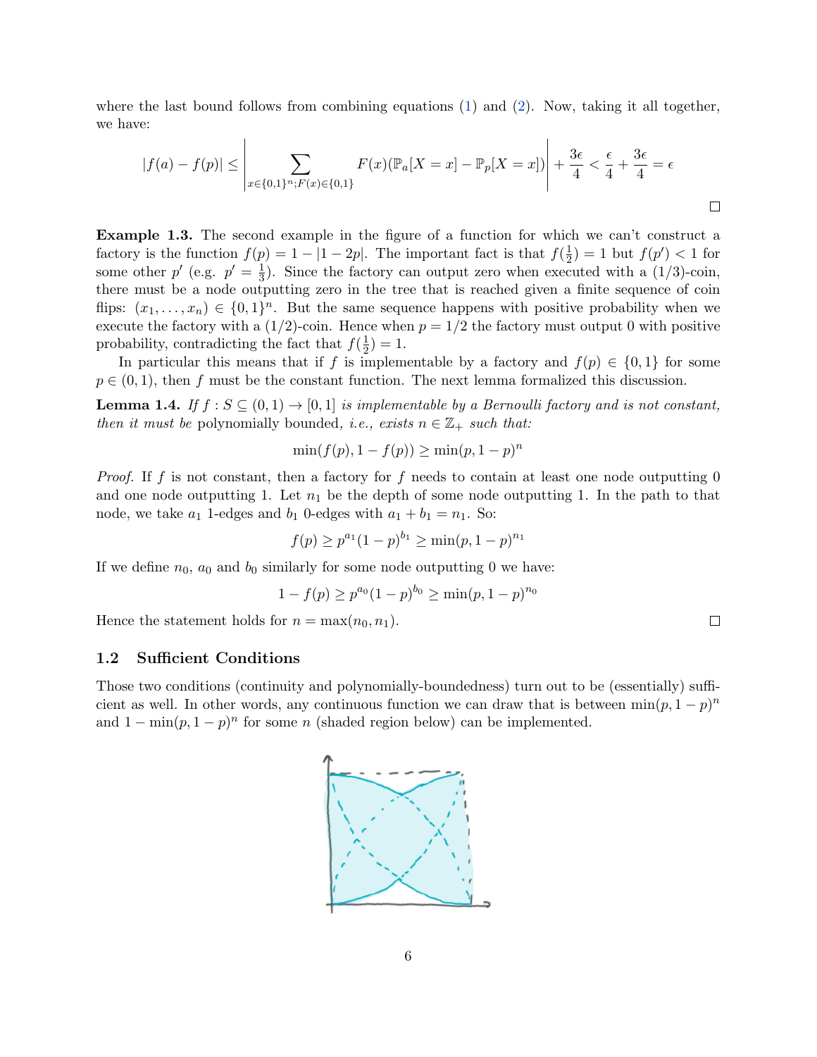where the last bound follows from combining equations (1) and (2). Now, taking it all together, we have:

$$|f(a) - f(p)| \leq \left| \sum_{x \in \{0,1\}^n; F(x) \in \{0,1\}} F(x)(\mathbb{P}_a[X = x] - \mathbb{P}_p[X = x]) \right| + \frac{3\epsilon}{4} < \frac{\epsilon}{4} + \frac{3\epsilon}{4} = \epsilon$$

□

**Example 1.3.** The second example in the figure of a function for which we can't construct a factory is the function $f(p) = 1 - |1 - 2p|$. The important fact is that $f(\frac{1}{2}) = 1$ but $f(p') < 1$ for some other $p'$ (e.g. $p' = \frac{1}{3}$). Since the factory can output zero when executed with a $(1/3)$-coin, there must be a node outputting zero in the tree that is reached given a finite sequence of coin flips: $(x_1, \ldots, x_n) \in \{0,1\}^n$. But the same sequence happens with positive probability when we execute the factory with a $(1/2)$-coin. Hence when $p = 1/2$ the factory must output 0 with positive probability, contradicting the fact that $f(\frac{1}{2}) = 1$.

In particular this means that if $f$ is implementable by a factory and $f(p) \in \{0,1\}$ for some $p \in (0,1)$, then $f$ must be the constant function. The next lemma formalized this discussion.

**Lemma 1.4.** *If $f : S \subseteq (0,1) \to [0,1]$ is implementable by a Bernoulli factory and is not constant, then it must be* polynomially bounded, *i.e., exists $n \in \mathbb{Z}_+$ such that:*

$$\min(f(p), 1 - f(p)) \geq \min(p, 1-p)^n$$

*Proof.* If $f$ is not constant, then a factory for $f$ needs to contain at least one node outputting 0 and one node outputting 1. Let $n_1$ be the depth of some node outputting 1. In the path to that node, we take $a_1$ 1-edges and $b_1$ 0-edges with $a_1 + b_1 = n_1$. So:

$$f(p) \geq p^{a_1}(1-p)^{b_1} \geq \min(p, 1-p)^{n_1}$$

If we define $n_0$, $a_0$ and $b_0$ similarly for some node outputting 0 we have:

$$1 - f(p) \geq p^{a_0}(1-p)^{b_0} \geq \min(p, 1-p)^{n_0}$$

Hence the statement holds for $n = \max(n_0, n_1)$. □

### 1.2 Sufficient Conditions

Those two conditions (continuity and polynomially-boundedness) turn out to be (essentially) sufficient as well. In other words, any continuous function we can draw that is between $\min(p, 1-p)^n$ and $1 - \min(p, 1-p)^n$ for some $n$ (shaded region below) can be implemented.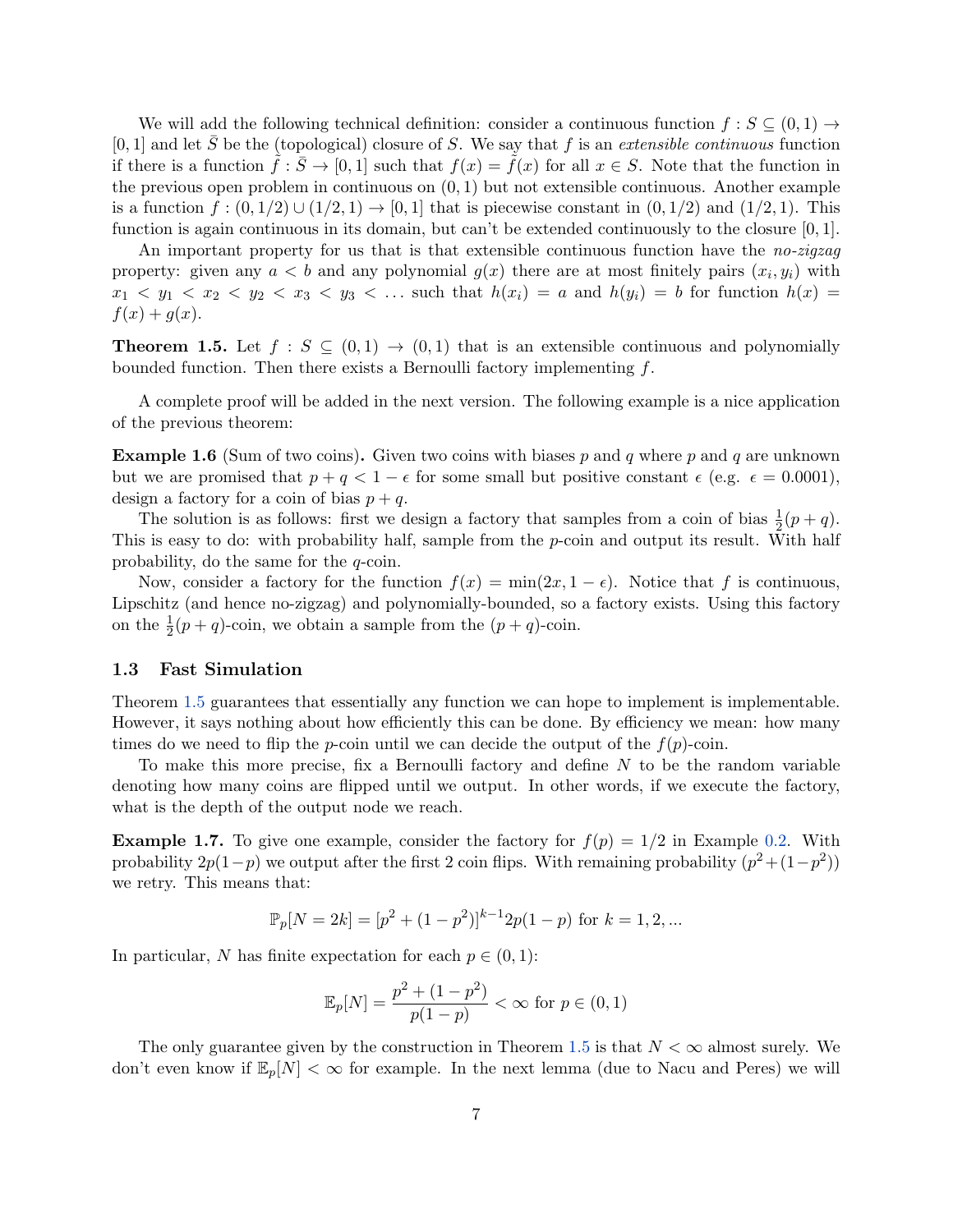We will add the following technical definition: consider a continuous function $f : S \subseteq (0,1) \to [0,1]$ and let $\bar{S}$ be the (topological) closure of $S$. We say that $f$ is an *extensible continuous* function if there is a function $\tilde{f} : \bar{S} \to [0,1]$ such that $f(x) = \tilde{f}(x)$ for all $x \in S$. Note that the function in the previous open problem in continuous on $(0,1)$ but not extensible continuous. Another example is a function $f : (0,1/2) \cup (1/2,1) \to [0,1]$ that is piecewise constant in $(0,1/2)$ and $(1/2,1)$. This function is again continuous in its domain, but can't be extended continuously to the closure $[0,1]$.

An important property for us that is that extensible continuous function have the *no-zigzag* property: given any $a < b$ and any polynomial $g(x)$ there are at most finitely pairs $(x_i, y_i)$ with $x_1 < y_1 < x_2 < y_2 < x_3 < y_3 < \ldots$ such that $h(x_i) = a$ and $h(y_i) = b$ for function $h(x) = f(x) + g(x)$.

**Theorem 1.5.** Let $f : S \subseteq (0,1) \to (0,1)$ that is an extensible continuous and polynomially bounded function. Then there exists a Bernoulli factory implementing $f$.

A complete proof will be added in the next version. The following example is a nice application of the previous theorem:

**Example 1.6** (Sum of two coins)**.** Given two coins with biases $p$ and $q$ where $p$ and $q$ are unknown but we are promised that $p + q < 1 - \epsilon$ for some small but positive constant $\epsilon$ (e.g. $\epsilon = 0.0001$), design a factory for a coin of bias $p + q$.

The solution is as follows: first we design a factory that samples from a coin of bias $\frac{1}{2}(p+q)$. This is easy to do: with probability half, sample from the $p$-coin and output its result. With half probability, do the same for the $q$-coin.

Now, consider a factory for the function $f(x) = \min(2x, 1-\epsilon)$. Notice that $f$ is continuous, Lipschitz (and hence no-zigzag) and polynomially-bounded, so a factory exists. Using this factory on the $\frac{1}{2}(p+q)$-coin, we obtain a sample from the $(p+q)$-coin.

### 1.3 Fast Simulation

Theorem 1.5 guarantees that essentially any function we can hope to implement is implementable. However, it says nothing about how efficiently this can be done. By efficiency we mean: how many times do we need to flip the $p$-coin until we can decide the output of the $f(p)$-coin.

To make this more precise, fix a Bernoulli factory and define $N$ to be the random variable denoting how many coins are flipped until we output. In other words, if we execute the factory, what is the depth of the output node we reach.

**Example 1.7.** To give one example, consider the factory for $f(p) = 1/2$ in Example 0.2. With probability $2p(1-p)$ we output after the first 2 coin flips. With remaining probability $(p^2 + (1-p^2))$ we retry. This means that:

$$\mathbb{P}_p[N = 2k] = [p^2 + (1-p^2)]^{k-1} 2p(1-p) \text{ for } k = 1, 2, \ldots$$

In particular, $N$ has finite expectation for each $p \in (0,1)$:

$$\mathbb{E}_p[N] = \frac{p^2 + (1-p^2)}{p(1-p)} < \infty \text{ for } p \in (0,1)$$

The only guarantee given by the construction in Theorem 1.5 is that $N < \infty$ almost surely. We don't even know if $\mathbb{E}_p[N] < \infty$ for example. In the next lemma (due to Nacu and Peres) we will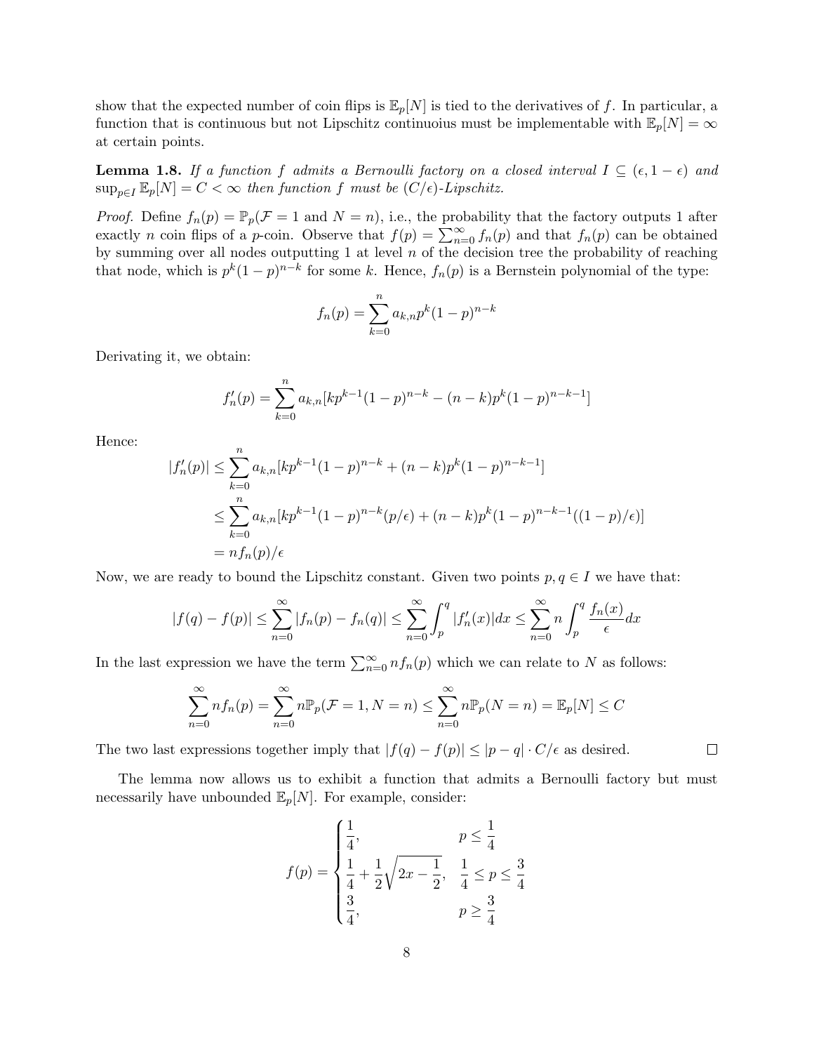show that the expected number of coin flips is $\mathbb{E}_p[N]$ is tied to the derivatives of $f$. In particular, a function that is continuous but not Lipschitz continuoius must be implementable with $\mathbb{E}_p[N] = \infty$ at certain points.

**Lemma 1.8.** *If a function $f$ admits a Bernoulli factory on a closed interval $I \subseteq (\epsilon, 1-\epsilon)$ and $\sup_{p \in I} \mathbb{E}_p[N] = C < \infty$ then function $f$ must be $(C/\epsilon)$-Lipschitz.*

*Proof.* Define $f_n(p) = \mathbb{P}_p(\mathcal{F} = 1 \text{ and } N = n)$, i.e., the probability that the factory outputs 1 after exactly $n$ coin flips of a $p$-coin. Observe that $f(p) = \sum_{n=0}^{\infty} f_n(p)$ and that $f_n(p)$ can be obtained by summing over all nodes outputting 1 at level $n$ of the decision tree the probability of reaching that node, which is $p^k(1-p)^{n-k}$ for some $k$. Hence, $f_n(p)$ is a Bernstein polynomial of the type:

$$f_n(p) = \sum_{k=0}^{n} a_{k,n} p^k (1-p)^{n-k}$$

Derivating it, we obtain:

$$f_n'(p) = \sum_{k=0}^{n} a_{k,n} [k p^{k-1} (1-p)^{n-k} - (n-k) p^k (1-p)^{n-k-1}]$$

Hence:

$$\begin{aligned}
|f_n'(p)| &\leq \sum_{k=0}^{n} a_{k,n} [k p^{k-1} (1-p)^{n-k} + (n-k) p^k (1-p)^{n-k-1}] \\
&\leq \sum_{k=0}^{n} a_{k,n} [k p^{k-1} (1-p)^{n-k} (p/\epsilon) + (n-k) p^k (1-p)^{n-k-1} ((1-p)/\epsilon)] \\
&= n f_n(p)/\epsilon
\end{aligned}$$

Now, we are ready to bound the Lipschitz constant. Given two points $p, q \in I$ we have that:

$$|f(q) - f(p)| \leq \sum_{n=0}^{\infty} |f_n(p) - f_n(q)| \leq \sum_{n=0}^{\infty} \int_p^q |f_n'(x)| dx \leq \sum_{n=0}^{\infty} n \int_p^q \frac{f_n(x)}{\epsilon} dx$$

In the last expression we have the term $\sum_{n=0}^{\infty} n f_n(p)$ which we can relate to $N$ as follows:

$$\sum_{n=0}^{\infty} n f_n(p) = \sum_{n=0}^{\infty} n \mathbb{P}_p(\mathcal{F} = 1, N = n) \leq \sum_{n=0}^{\infty} n \mathbb{P}_p(N = n) = \mathbb{E}_p[N] \leq C$$

The two last expressions together imply that $|f(q) - f(p)| \leq |p - q| \cdot C/\epsilon$ as desired. $\square$

The lemma now allows us to exhibit a function that admits a Bernoulli factory but must necessarily have unbounded $\mathbb{E}_p[N]$. For example, consider:

$$f(p) = \begin{cases} \dfrac{1}{4}, & p \leq \dfrac{1}{4} \\ \dfrac{1}{4} + \dfrac{1}{2}\sqrt{2x - \dfrac{1}{2}}, & \dfrac{1}{4} \leq p \leq \dfrac{3}{4} \\ \dfrac{3}{4}, & p \geq \dfrac{3}{4} \end{cases}$$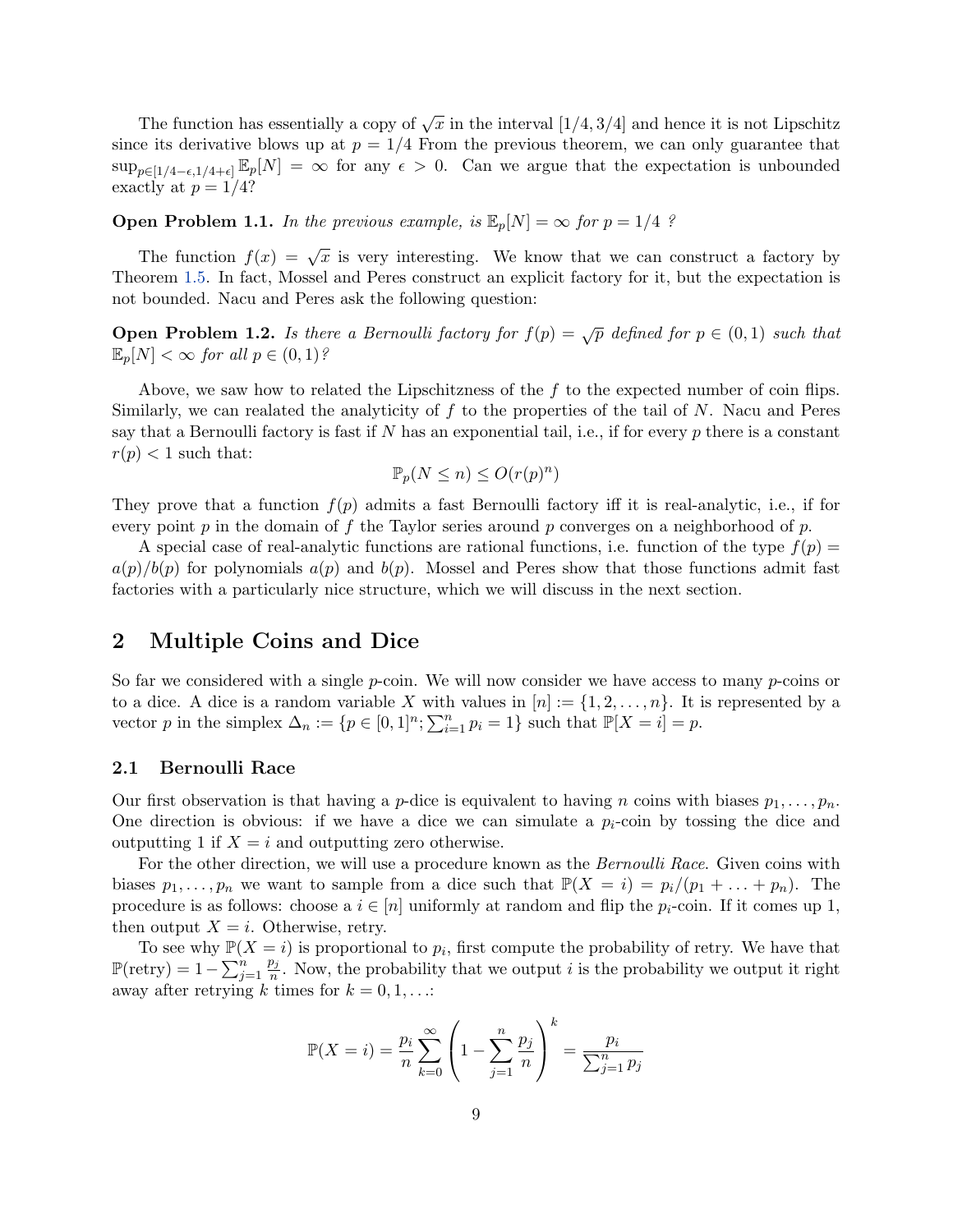The function has essentially a copy of $\sqrt{x}$ in the interval $[1/4, 3/4]$ and hence it is not Lipschitz since its derivative blows up at $p = 1/4$ From the previous theorem, we can only guarantee that $\sup_{p \in [1/4-\epsilon, 1/4+\epsilon]} \mathbb{E}_p[N] = \infty$ for any $\epsilon > 0$. Can we argue that the expectation is unbounded exactly at $p = 1/4$?

**Open Problem 1.1.** *In the previous example, is $\mathbb{E}_p[N] = \infty$ for $p = 1/4$ ?*

The function $f(x) = \sqrt{x}$ is very interesting. We know that we can construct a factory by Theorem 1.5. In fact, Mossel and Peres construct an explicit factory for it, but the expectation is not bounded. Nacu and Peres ask the following question:

**Open Problem 1.2.** *Is there a Bernoulli factory for $f(p) = \sqrt{p}$ defined for $p \in (0, 1)$ such that $\mathbb{E}_p[N] < \infty$ for all $p \in (0, 1)$?*

Above, we saw how to related the Lipschitzness of the $f$ to the expected number of coin flips. Similarly, we can realated the analyticity of $f$ to the properties of the tail of $N$. Nacu and Peres say that a Bernoulli factory is fast if $N$ has an exponential tail, i.e., if for every $p$ there is a constant $r(p) < 1$ such that:

$$\mathbb{P}_p(N \leq n) \leq O(r(p)^n)$$

They prove that a function $f(p)$ admits a fast Bernoulli factory iff it is real-analytic, i.e., if for every point $p$ in the domain of $f$ the Taylor series around $p$ converges on a neighborhood of $p$.

A special case of real-analytic functions are rational functions, i.e. function of the type $f(p) = a(p)/b(p)$ for polynomials $a(p)$ and $b(p)$. Mossel and Peres show that those functions admit fast factories with a particularly nice structure, which we will discuss in the next section.

## 2 Multiple Coins and Dice

So far we considered with a single $p$-coin. We will now consider we have access to many $p$-coins or to a dice. A dice is a random variable $X$ with values in $[n] := \{1, 2, \ldots, n\}$. It is represented by a vector $p$ in the simplex $\Delta_n := \{p \in [0, 1]^n; \sum_{i=1}^n p_i = 1\}$ such that $\mathbb{P}[X = i] = p$.

### 2.1 Bernoulli Race

Our first observation is that having a $p$-dice is equivalent to having $n$ coins with biases $p_1, \ldots, p_n$. One direction is obvious: if we have a dice we can simulate a $p_i$-coin by tossing the dice and outputting 1 if $X = i$ and outputting zero otherwise.

For the other direction, we will use a procedure known as the *Bernoulli Race*. Given coins with biases $p_1, \ldots, p_n$ we want to sample from a dice such that $\mathbb{P}(X = i) = p_i/(p_1 + \ldots + p_n)$. The procedure is as follows: choose a $i \in [n]$ uniformly at random and flip the $p_i$-coin. If it comes up 1, then output $X = i$. Otherwise, retry.

To see why $\mathbb{P}(X = i)$ is proportional to $p_i$, first compute the probability of retry. We have that $\mathbb{P}(\text{retry}) = 1 - \sum_{j=1}^n \frac{p_j}{n}$. Now, the probability that we output $i$ is the probability we output it right away after retrying $k$ times for $k = 0, 1, \ldots$:

$$\mathbb{P}(X = i) = \frac{p_i}{n} \sum_{k=0}^{\infty} \left( 1 - \sum_{j=1}^{n} \frac{p_j}{n} \right)^k = \frac{p_i}{\sum_{j=1}^n p_j}$$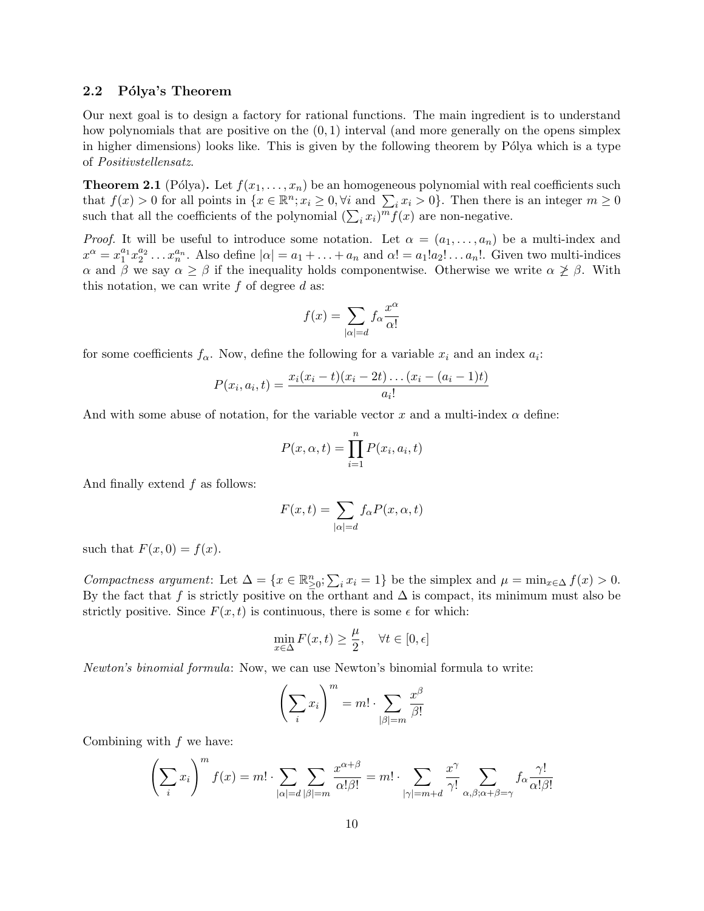## 2.2 Pólya's Theorem

Our next goal is to design a factory for rational functions. The main ingredient is to understand how polynomials that are positive on the $(0,1)$ interval (and more generally on the opens simplex in higher dimensions) looks like. This is given by the following theorem by Pólya which is a type of *Positivstellensatz*.

**Theorem 2.1** (Pólya)**.** Let $f(x_1,\ldots,x_n)$ be an homogeneous polynomial with real coefficients such that $f(x) > 0$ for all points in $\{x \in \mathbb{R}^n; x_i \geq 0, \forall i \text{ and } \sum_i x_i > 0\}$. Then there is an integer $m \geq 0$ such that all the coefficients of the polynomial $(\sum_i x_i)^m f(x)$ are non-negative.

*Proof.* It will be useful to introduce some notation. Let $\alpha = (a_1,\ldots,a_n)$ be a multi-index and $x^\alpha = x_1^{a_1}x_2^{a_2}\ldots x_n^{a_n}$. Also define $|\alpha| = a_1 + \ldots + a_n$ and $\alpha! = a_1!a_2!\ldots a_n!$. Given two multi-indices $\alpha$ and $\beta$ we say $\alpha \geq \beta$ if the inequality holds componentwise. Otherwise we write $\alpha \ngeq \beta$. With this notation, we can write $f$ of degree $d$ as:

$$f(x) = \sum_{|\alpha|=d} f_\alpha \frac{x^\alpha}{\alpha!}$$

for some coefficients $f_\alpha$. Now, define the following for a variable $x_i$ and an index $a_i$:

$$P(x_i, a_i, t) = \frac{x_i(x_i - t)(x_i - 2t)\ldots(x_i - (a_i - 1)t)}{a_i!}$$

And with some abuse of notation, for the variable vector $x$ and a multi-index $\alpha$ define:

$$P(x, \alpha, t) = \prod_{i=1}^n P(x_i, a_i, t)$$

And finally extend $f$ as follows:

$$F(x,t) = \sum_{|\alpha|=d} f_\alpha P(x, \alpha, t)$$

such that $F(x,0) = f(x)$.

*Compactness argument*: Let $\Delta = \{x \in \mathbb{R}^n_{\geq 0}; \sum_i x_i = 1\}$ be the simplex and $\mu = \min_{x\in\Delta} f(x) > 0$. By the fact that $f$ is strictly positive on the orthant and $\Delta$ is compact, its minimum must also be strictly positive. Since $F(x,t)$ is continuous, there is some $\epsilon$ for which:

$$\min_{x\in\Delta} F(x,t) \geq \frac{\mu}{2}, \quad \forall t \in [0,\epsilon]$$

*Newton's binomial formula*: Now, we can use Newton's binomial formula to write:

$$\left(\sum_i x_i\right)^m = m! \cdot \sum_{|\beta|=m} \frac{x^\beta}{\beta!}$$

Combining with $f$ we have:

$$\left(\sum_i x_i\right)^m f(x) = m! \cdot \sum_{|\alpha|=d} \sum_{|\beta|=m} \frac{x^{\alpha+\beta}}{\alpha!\beta!} = m! \cdot \sum_{|\gamma|=m+d} \frac{x^\gamma}{\gamma!} \sum_{\alpha,\beta;\alpha+\beta=\gamma} f_\alpha \frac{\gamma!}{\alpha!\beta!}$$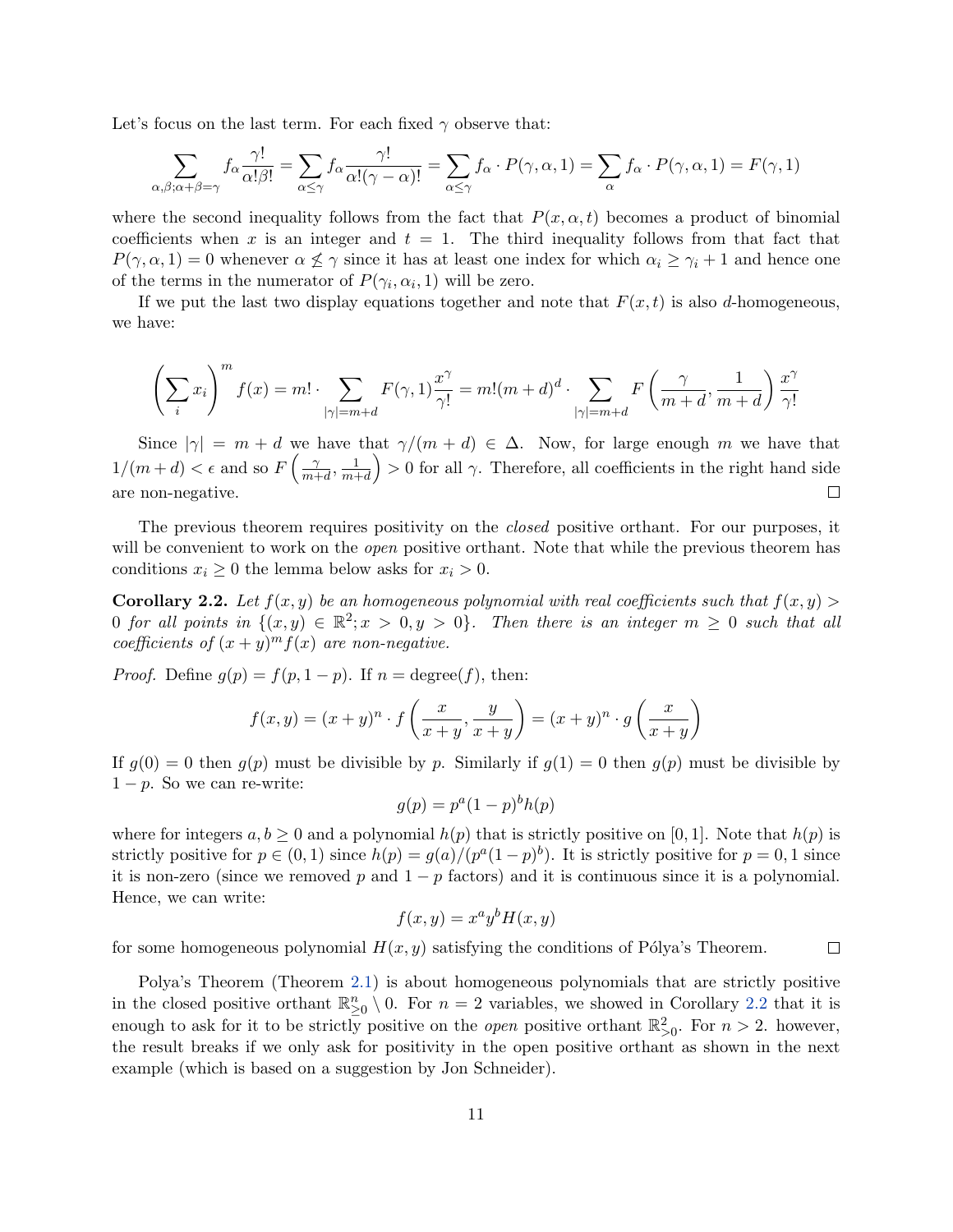Let's focus on the last term. For each fixed $\gamma$ observe that:

$$\sum_{\alpha,\beta;\alpha+\beta=\gamma} f_\alpha \frac{\gamma!}{\alpha!\beta!} = \sum_{\alpha\leq\gamma} f_\alpha \frac{\gamma!}{\alpha!(\gamma-\alpha)!} = \sum_{\alpha\leq\gamma} f_\alpha \cdot P(\gamma,\alpha,1) = \sum_{\alpha} f_\alpha \cdot P(\gamma,\alpha,1) = F(\gamma,1)$$

where the second inequality follows from the fact that $P(x,\alpha,t)$ becomes a product of binomial coefficients when $x$ is an integer and $t=1$. The third inequality follows from that fact that $P(\gamma,\alpha,1)=0$ whenever $\alpha \not\leq \gamma$ since it has at least one index for which $\alpha_i \geq \gamma_i + 1$ and hence one of the terms in the numerator of $P(\gamma_i,\alpha_i,1)$ will be zero.

If we put the last two display equations together and note that $F(x,t)$ is also $d$-homogeneous, we have:

$$\left(\sum_i x_i\right)^m f(x) = m! \cdot \sum_{|\gamma|=m+d} F(\gamma,1)\frac{x^\gamma}{\gamma!} = m!(m+d)^d \cdot \sum_{|\gamma|=m+d} F\left(\frac{\gamma}{m+d},\frac{1}{m+d}\right)\frac{x^\gamma}{\gamma!}$$

Since $|\gamma| = m+d$ we have that $\gamma/(m+d) \in \Delta$. Now, for large enough $m$ we have that $1/(m+d) < \epsilon$ and so $F\left(\frac{\gamma}{m+d},\frac{1}{m+d}\right) > 0$ for all $\gamma$. Therefore, all coefficients in the right hand side are non-negative. $\square$

The previous theorem requires positivity on the *closed* positive orthant. For our purposes, it will be convenient to work on the *open* positive orthant. Note that while the previous theorem has conditions $x_i \geq 0$ the lemma below asks for $x_i > 0$.

**Corollary 2.2.** *Let $f(x,y)$ be an homogeneous polynomial with real coefficients such that $f(x,y) > 0$ for all points in $\{(x,y) \in \mathbb{R}^2; x>0, y>0\}$. Then there is an integer $m \geq 0$ such that all coefficients of $(x+y)^m f(x)$ are non-negative.*

*Proof.* Define $g(p) = f(p, 1-p)$. If $n = \text{degree}(f)$, then:

$$f(x,y) = (x+y)^n \cdot f\left(\frac{x}{x+y},\frac{y}{x+y}\right) = (x+y)^n \cdot g\left(\frac{x}{x+y}\right)$$

If $g(0)=0$ then $g(p)$ must be divisible by $p$. Similarly if $g(1)=0$ then $g(p)$ must be divisible by $1-p$. So we can re-write:

$$g(p) = p^a(1-p)^b h(p)$$

where for integers $a,b \geq 0$ and a polynomial $h(p)$ that is strictly positive on $[0,1]$. Note that $h(p)$ is strictly positive for $p \in (0,1)$ since $h(p) = g(a)/(p^a(1-p)^b)$. It is strictly positive for $p=0,1$ since it is non-zero (since we removed $p$ and $1-p$ factors) and it is continuous since it is a polynomial. Hence, we can write:

$$f(x,y) = x^a y^b H(x,y)$$

for some homogeneous polynomial $H(x,y)$ satisfying the conditions of Pólya's Theorem. $\square$

Polya's Theorem (Theorem 2.1) is about homogeneous polynomials that are strictly positive in the closed positive orthant $\mathbb{R}^n_{\geq 0} \setminus 0$. For $n=2$ variables, we showed in Corollary 2.2 that it is enough to ask for it to be strictly positive on the *open* positive orthant $\mathbb{R}^2_{>0}$. For $n>2$. however, the result breaks if we only ask for positivity in the open positive orthant as shown in the next example (which is based on a suggestion by Jon Schneider).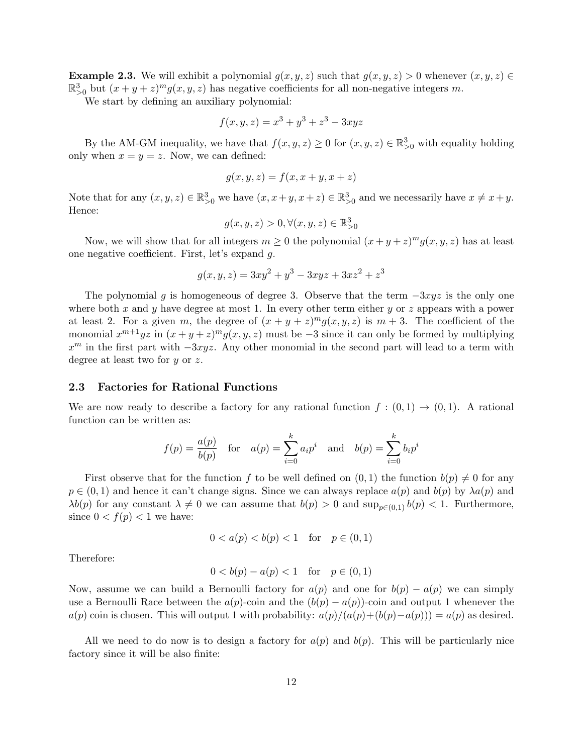**Example 2.3.** We will exhibit a polynomial $g(x, y, z)$ such that $g(x, y, z) > 0$ whenever $(x, y, z) \in \mathbb{R}^3_{>0}$ but $(x + y + z)^m g(x, y, z)$ has negative coefficients for all non-negative integers $m$.

We start by defining an auxiliary polynomial:

$$f(x, y, z) = x^3 + y^3 + z^3 - 3xyz$$

By the AM-GM inequality, we have that $f(x, y, z) \geq 0$ for $(x, y, z) \in \mathbb{R}^3_{>0}$ with equality holding only when $x = y = z$. Now, we can defined:

$$g(x, y, z) = f(x, x + y, x + z)$$

Note that for any $(x, y, z) \in \mathbb{R}^3_{>0}$ we have $(x, x+y, x+z) \in \mathbb{R}^3_{>0}$ and we necessarily have $x \neq x+y$. Hence:

$$g(x, y, z) > 0, \forall (x, y, z) \in \mathbb{R}^3_{>0}$$

Now, we will show that for all integers $m \geq 0$ the polynomial $(x + y + z)^m g(x, y, z)$ has at least one negative coefficient. First, let's expand $g$.

$$g(x, y, z) = 3xy^2 + y^3 - 3xyz + 3xz^2 + z^3$$

The polynomial $g$ is homogeneous of degree 3. Observe that the term $-3xyz$ is the only one where both $x$ and $y$ have degree at most 1. In every other term either $y$ or $z$ appears with a power at least 2. For a given $m$, the degree of $(x + y + z)^m g(x, y, z)$ is $m + 3$. The coefficient of the monomial $x^{m+1}yz$ in $(x + y + z)^m g(x, y, z)$ must be $-3$ since it can only be formed by multiplying $x^m$ in the first part with $-3xyz$. Any other monomial in the second part will lead to a term with degree at least two for $y$ or $z$.

## 2.3 Factories for Rational Functions

We are now ready to describe a factory for any rational function $f : (0, 1) \to (0, 1)$. A rational function can be written as:

$$f(p) = \frac{a(p)}{b(p)} \quad \text{for} \quad a(p) = \sum_{i=0}^{k} a_i p^i \quad \text{and} \quad b(p) = \sum_{i=0}^{k} b_i p^i$$

First observe that for the function $f$ to be well defined on $(0, 1)$ the function $b(p) \neq 0$ for any $p \in (0, 1)$ and hence it can't change signs. Since we can always replace $a(p)$ and $b(p)$ by $\lambda a(p)$ and $\lambda b(p)$ for any constant $\lambda \neq 0$ we can assume that $b(p) > 0$ and $\sup_{p \in (0,1)} b(p) < 1$. Furthermore, since $0 < f(p) < 1$ we have:

$$0 < a(p) < b(p) < 1 \quad \text{for} \quad p \in (0, 1)$$

Therefore:

$$0 < b(p) - a(p) < 1 \quad \text{for} \quad p \in (0, 1)$$

Now, assume we can build a Bernoulli factory for $a(p)$ and one for $b(p) - a(p)$ we can simply use a Bernoulli Race between the $a(p)$-coin and the $(b(p) - a(p))$-coin and output 1 whenever the $a(p)$ coin is chosen. This will output 1 with probability: $a(p)/(a(p)+(b(p)-a(p))) = a(p)$ as desired.

All we need to do now is to design a factory for $a(p)$ and $b(p)$. This will be particularly nice factory since it will be also finite: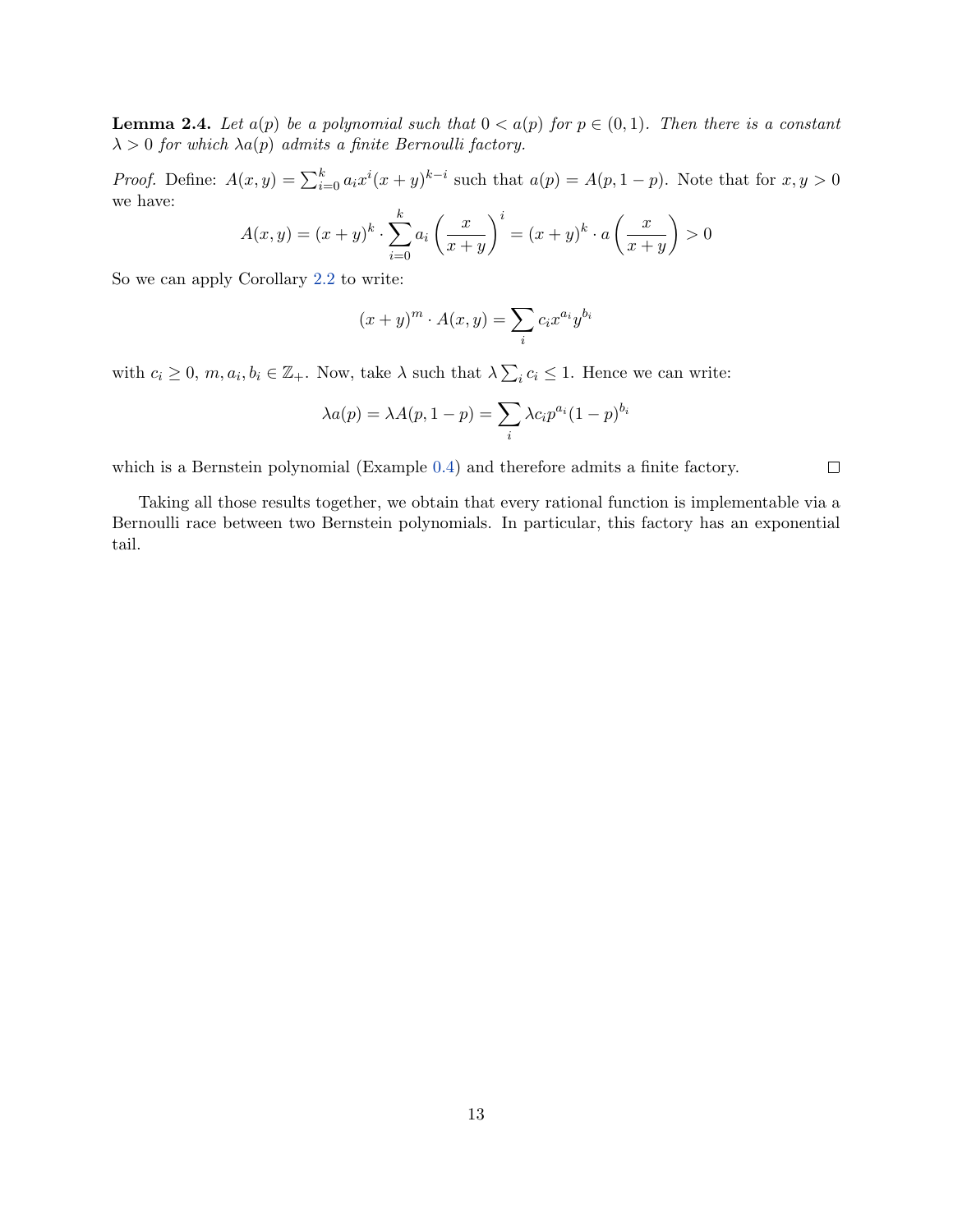**Lemma 2.4.** *Let $a(p)$ be a polynomial such that $0 < a(p)$ for $p \in (0,1)$. Then there is a constant $\lambda > 0$ for which $\lambda a(p)$ admits a finite Bernoulli factory.*

*Proof.* Define: $A(x,y) = \sum_{i=0}^{k} a_i x^i (x+y)^{k-i}$ such that $a(p) = A(p, 1-p)$. Note that for $x, y > 0$ we have:

$$A(x,y) = (x+y)^k \cdot \sum_{i=0}^{k} a_i \left(\frac{x}{x+y}\right)^i = (x+y)^k \cdot a\left(\frac{x}{x+y}\right) > 0$$

So we can apply Corollary 2.2 to write:

$$(x+y)^m \cdot A(x,y) = \sum_i c_i x^{a_i} y^{b_i}$$

with $c_i \geq 0$, $m, a_i, b_i \in \mathbb{Z}_+$. Now, take $\lambda$ such that $\lambda \sum_i c_i \leq 1$. Hence we can write:

$$\lambda a(p) = \lambda A(p, 1-p) = \sum_i \lambda c_i p^{a_i} (1-p)^{b_i}$$

which is a Bernstein polynomial (Example 0.4) and therefore admits a finite factory. $\square$

Taking all those results together, we obtain that every rational function is implementable via a Bernoulli race between two Bernstein polynomials. In particular, this factory has an exponential tail.